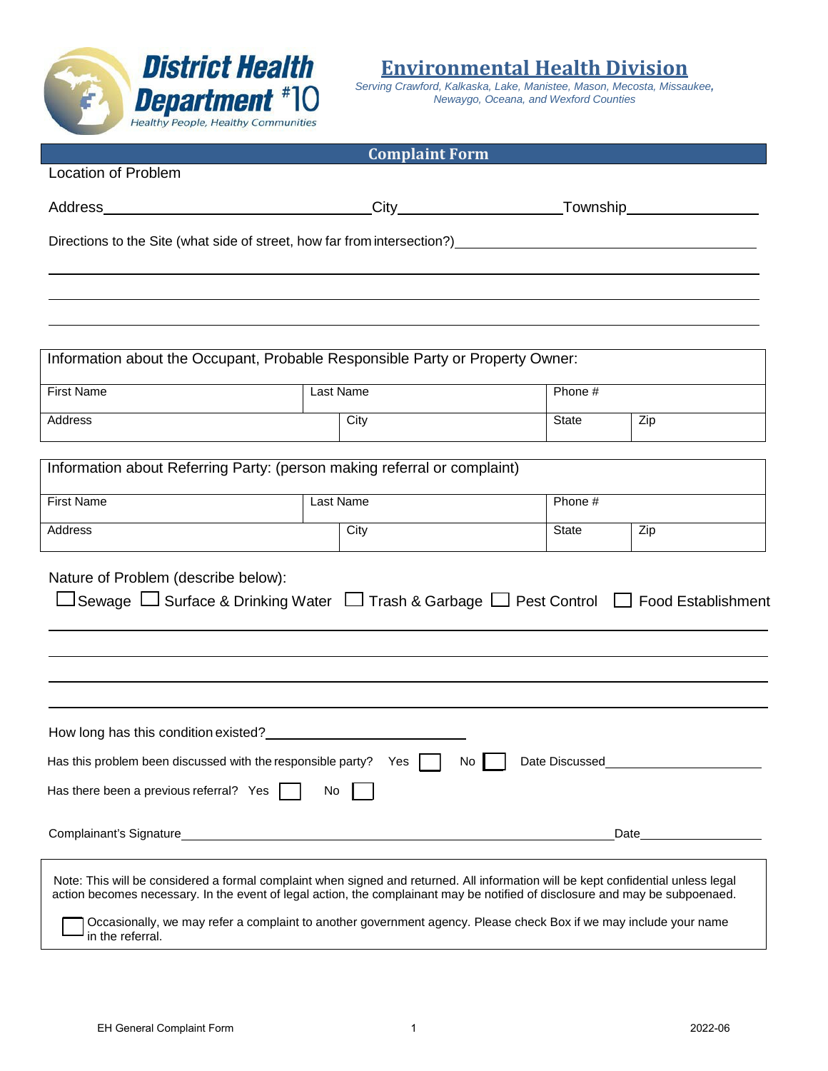District Health Department #10
*Healthy People, Healthy Communities*

# Environmental Health Division

*Serving Crawford, Kalkaska, Lake, Manistee, Mason, Mecosta, Missaukee, Newaygo, Oceana, and Wexford Counties*

## Complaint Form

Location of Problem

Address______________________ City____________________ Township________________

Directions to the Site (what side of street, how far from intersection?)_______________________________________

_______________________________________________________________________________

_______________________________________________________________________________

_______________________________________________________________________________

| Information about the Occupant, Probable Responsible Party or Property Owner: | | | |
|---|---|---|---|
| First Name | Last Name | Phone # | |
| Address | City | State | Zip |

| Information about Referring Party: (person making referral or complaint) | | | |
|---|---|---|---|
| First Name | Last Name | Phone # | |
| Address | City | State | Zip |

Nature of Problem (describe below):

☐ Sewage ☐ Surface & Drinking Water ☐ Trash & Garbage ☐ Pest Control ☐ Food Establishment

_______________________________________________________________________________

_______________________________________________________________________________

_______________________________________________________________________________

_______________________________________________________________________________

How long has this condition existed?__________________________

Has this problem been discussed with the responsible party? Yes ☐ No ☐ Date Discussed____________________

Has there been a previous referral? Yes ☐ No ☐

Complainant's Signature_______________________________________________ Date________________

Note: This will be considered a formal complaint when signed and returned. All information will be kept confidential unless legal action becomes necessary. In the event of legal action, the complainant may be notified of disclosure and may be subpoenaed.

☐ Occasionally, we may refer a complaint to another government agency. Please check Box if we may include your name in the referral.

EH General Complaint Form 2022-06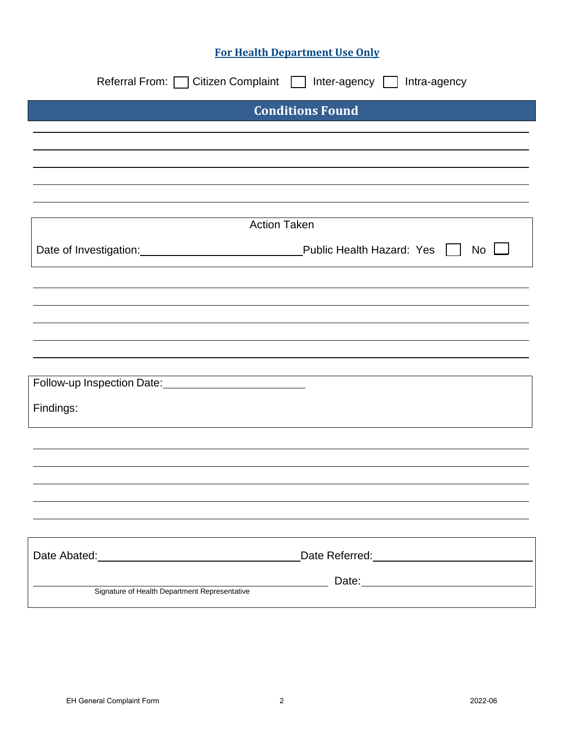## For Health Department Use Only

Referral From: ☐ Citizen Complaint ☐ Inter-agency ☐ Intra-agency

## Conditions Found

\_\_\_\_\_\_\_\_\_\_\_\_\_\_\_\_\_\_\_\_\_\_\_\_\_\_\_\_\_\_\_\_\_\_\_\_\_\_\_\_\_\_\_\_\_\_\_\_\_\_\_\_\_\_\_\_\_\_\_\_

\_\_\_\_\_\_\_\_\_\_\_\_\_\_\_\_\_\_\_\_\_\_\_\_\_\_\_\_\_\_\_\_\_\_\_\_\_\_\_\_\_\_\_\_\_\_\_\_\_\_\_\_\_\_\_\_\_\_\_\_

\_\_\_\_\_\_\_\_\_\_\_\_\_\_\_\_\_\_\_\_\_\_\_\_\_\_\_\_\_\_\_\_\_\_\_\_\_\_\_\_\_\_\_\_\_\_\_\_\_\_\_\_\_\_\_\_\_\_\_\_

\_\_\_\_\_\_\_\_\_\_\_\_\_\_\_\_\_\_\_\_\_\_\_\_\_\_\_\_\_\_\_\_\_\_\_\_\_\_\_\_\_\_\_\_\_\_\_\_\_\_\_\_\_\_\_\_\_\_\_\_

\_\_\_\_\_\_\_\_\_\_\_\_\_\_\_\_\_\_\_\_\_\_\_\_\_\_\_\_\_\_\_\_\_\_\_\_\_\_\_\_\_\_\_\_\_\_\_\_\_\_\_\_\_\_\_\_\_\_\_\_

### Action Taken

Date of Investigation: \_\_\_\_\_\_\_\_\_\_\_\_\_\_\_\_\_\_\_\_ Public Health Hazard: Yes ☐ No ☐

\_\_\_\_\_\_\_\_\_\_\_\_\_\_\_\_\_\_\_\_\_\_\_\_\_\_\_\_\_\_\_\_\_\_\_\_\_\_\_\_\_\_\_\_\_\_\_\_\_\_\_\_\_\_\_\_\_\_\_\_

\_\_\_\_\_\_\_\_\_\_\_\_\_\_\_\_\_\_\_\_\_\_\_\_\_\_\_\_\_\_\_\_\_\_\_\_\_\_\_\_\_\_\_\_\_\_\_\_\_\_\_\_\_\_\_\_\_\_\_\_

\_\_\_\_\_\_\_\_\_\_\_\_\_\_\_\_\_\_\_\_\_\_\_\_\_\_\_\_\_\_\_\_\_\_\_\_\_\_\_\_\_\_\_\_\_\_\_\_\_\_\_\_\_\_\_\_\_\_\_\_

\_\_\_\_\_\_\_\_\_\_\_\_\_\_\_\_\_\_\_\_\_\_\_\_\_\_\_\_\_\_\_\_\_\_\_\_\_\_\_\_\_\_\_\_\_\_\_\_\_\_\_\_\_\_\_\_\_\_\_\_

\_\_\_\_\_\_\_\_\_\_\_\_\_\_\_\_\_\_\_\_\_\_\_\_\_\_\_\_\_\_\_\_\_\_\_\_\_\_\_\_\_\_\_\_\_\_\_\_\_\_\_\_\_\_\_\_\_\_\_\_

Follow-up Inspection Date: \_\_\_\_\_\_\_\_\_\_\_\_\_\_\_\_\_\_\_\_

Findings:

\_\_\_\_\_\_\_\_\_\_\_\_\_\_\_\_\_\_\_\_\_\_\_\_\_\_\_\_\_\_\_\_\_\_\_\_\_\_\_\_\_\_\_\_\_\_\_\_\_\_\_\_\_\_\_\_\_\_\_\_

\_\_\_\_\_\_\_\_\_\_\_\_\_\_\_\_\_\_\_\_\_\_\_\_\_\_\_\_\_\_\_\_\_\_\_\_\_\_\_\_\_\_\_\_\_\_\_\_\_\_\_\_\_\_\_\_\_\_\_\_

\_\_\_\_\_\_\_\_\_\_\_\_\_\_\_\_\_\_\_\_\_\_\_\_\_\_\_\_\_\_\_\_\_\_\_\_\_\_\_\_\_\_\_\_\_\_\_\_\_\_\_\_\_\_\_\_\_\_\_\_

\_\_\_\_\_\_\_\_\_\_\_\_\_\_\_\_\_\_\_\_\_\_\_\_\_\_\_\_\_\_\_\_\_\_\_\_\_\_\_\_\_\_\_\_\_\_\_\_\_\_\_\_\_\_\_\_\_\_\_\_

\_\_\_\_\_\_\_\_\_\_\_\_\_\_\_\_\_\_\_\_\_\_\_\_\_\_\_\_\_\_\_\_\_\_\_\_\_\_\_\_\_\_\_\_\_\_\_\_\_\_\_\_\_\_\_\_\_\_\_\_

Date Abated: \_\_\_\_\_\_\_\_\_\_\_\_\_\_\_\_\_\_\_\_ Date Referred: \_\_\_\_\_\_\_\_\_\_\_\_\_\_\_\_\_\_\_\_

\_\_\_\_\_\_\_\_\_\_\_\_\_\_\_\_\_\_\_\_\_\_\_\_\_\_\_\_\_\_\_\_\_\_\_\_ Date: \_\_\_\_\_\_\_\_\_\_\_\_\_\_\_\_\_\_\_\_

Signature of Health Department Representative